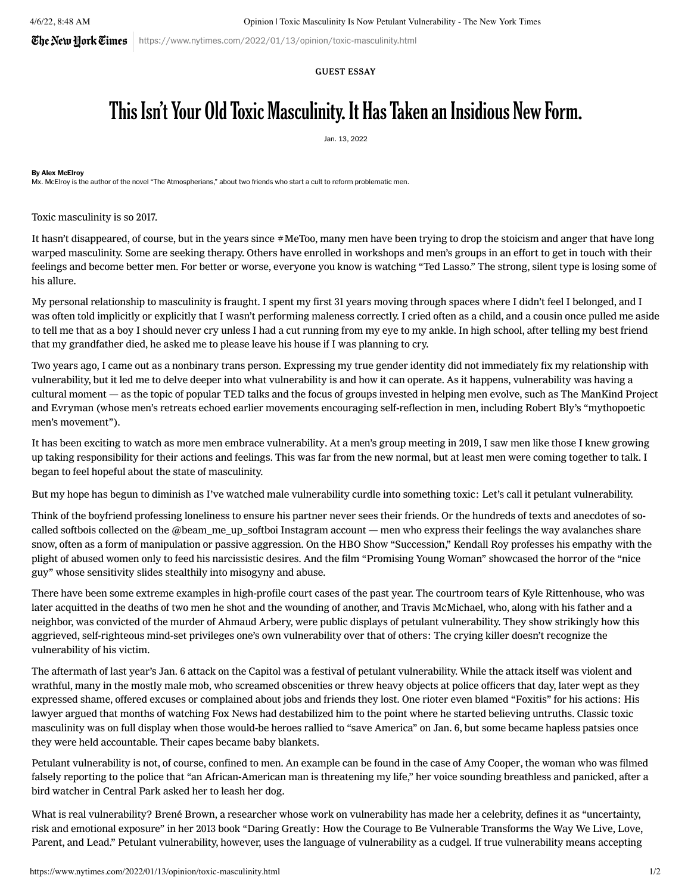GUEST ESSAY

# This Isn't Your Old Toxic Masculinity. It Has Taken an Insidious New Form.

Jan. 13, 2022

**By Alex McElroy**

Mx. McElroy is the author of the novel "The Atmospherians," about two friends who start a cult to reform problematic men.

Toxic masculinity is so 2017.

It hasn't disappeared, of course, but in the years since #MeToo, many men have been trying to drop the stoicism and anger that have long warped masculinity. Some are seeking therapy. Others have enrolled in workshops and men's groups in an effort to get in touch with their feelings and become better men. For better or worse, everyone you know is watching "Ted Lasso." The strong, silent type is losing some of his allure.

My personal relationship to masculinity is fraught. I spent my first 31 years moving through spaces where I didn't feel I belonged, and I was often told implicitly or explicitly that I wasn't performing maleness correctly. I cried often as a child, and a cousin once pulled me aside to tell me that as a boy I should never cry unless I had a cut running from my eye to my ankle. In high school, after telling my best friend that my grandfather died, he asked me to please leave his house if I was planning to cry.

Two years ago, I came out as a nonbinary trans person. Expressing my true gender identity did not immediately fix my relationship with vulnerability, but it led me to delve deeper into what vulnerability is and how it can operate. As it happens, vulnerability was having a cultural moment — as the topic of popular TED talks and the focus of groups invested in helping men evolve, such as The ManKind Project and Evryman (whose men's retreats echoed earlier movements encouraging self-reflection in men, including Robert Bly's "mythopoetic men's movement").

It has been exciting to watch as more men embrace vulnerability. At a men's group meeting in 2019, I saw men like those I knew growing up taking responsibility for their actions and feelings. This was far from the new normal, but at least men were coming together to talk. I began to feel hopeful about the state of masculinity.

But my hope has begun to diminish as I've watched male vulnerability curdle into something toxic: Let's call it petulant vulnerability.

Think of the boyfriend professing loneliness to ensure his partner never sees their friends. Or the hundreds of texts and anecdotes of so-called softbois collected on the @beam_me_up_softboi Instagram account — men who express their feelings the way avalanches share snow, often as a form of manipulation or passive aggression. On the HBO Show "Succession," Kendall Roy professes his empathy with the plight of abused women only to feed his narcissistic desires. And the film "Promising Young Woman" showcased the horror of the "nice guy" whose sensitivity slides stealthily into misogyny and abuse.

There have been some extreme examples in high-profile court cases of the past year. The courtroom tears of Kyle Rittenhouse, who was later acquitted in the deaths of two men he shot and the wounding of another, and Travis McMichael, who, along with his father and a neighbor, was convicted of the murder of Ahmaud Arbery, were public displays of petulant vulnerability. They show strikingly how this aggrieved, self-righteous mind-set privileges one's own vulnerability over that of others: The crying killer doesn't recognize the vulnerability of his victim.

The aftermath of last year's Jan. 6 attack on the Capitol was a festival of petulant vulnerability. While the attack itself was violent and wrathful, many in the mostly male mob, who screamed obscenities or threw heavy objects at police officers that day, later wept as they expressed shame, offered excuses or complained about jobs and friends they lost. One rioter even blamed "Foxitis" for his actions: His lawyer argued that months of watching Fox News had destabilized him to the point where he started believing untruths. Classic toxic masculinity was on full display when those would-be heroes rallied to "save America" on Jan. 6, but some became hapless patsies once they were held accountable. Their capes became baby blankets.

Petulant vulnerability is not, of course, confined to men. An example can be found in the case of Amy Cooper, the woman who was filmed falsely reporting to the police that "an African-American man is threatening my life," her voice sounding breathless and panicked, after a bird watcher in Central Park asked her to leash her dog.

What is real vulnerability? Brené Brown, a researcher whose work on vulnerability has made her a celebrity, defines it as "uncertainty, risk and emotional exposure" in her 2013 book "Daring Greatly: How the Courage to Be Vulnerable Transforms the Way We Live, Love, Parent, and Lead." Petulant vulnerability, however, uses the language of vulnerability as a cudgel. If true vulnerability means accepting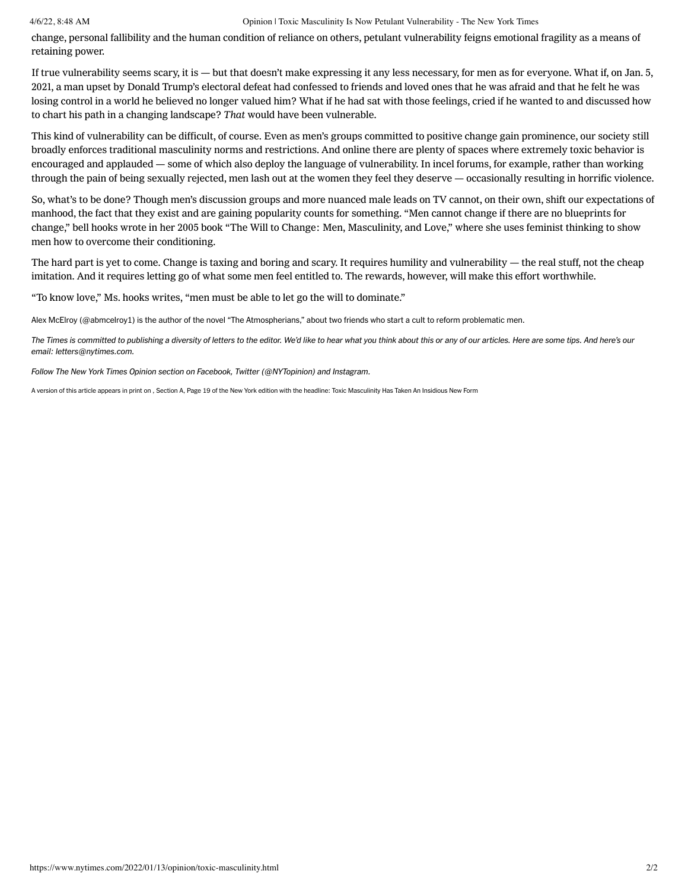change, personal fallibility and the human condition of reliance on others, petulant vulnerability feigns emotional fragility as a means of retaining power.

If true vulnerability seems scary, it is — but that doesn't make expressing it any less necessary, for men as for everyone. What if, on Jan. 5, 2021, a man upset by Donald Trump's electoral defeat had confessed to friends and loved ones that he was afraid and that he felt he was losing control in a world he believed no longer valued him? What if he had sat with those feelings, cried if he wanted to and discussed how to chart his path in a changing landscape? *That* would have been vulnerable.

This kind of vulnerability can be difficult, of course. Even as men's groups committed to positive change gain prominence, our society still broadly enforces traditional masculinity norms and restrictions. And online there are plenty of spaces where extremely toxic behavior is encouraged and applauded — some of which also deploy the language of vulnerability. In incel forums, for example, rather than working through the pain of being sexually rejected, men lash out at the women they feel they deserve — occasionally resulting in horrific violence.

So, what's to be done? Though men's discussion groups and more nuanced male leads on TV cannot, on their own, shift our expectations of manhood, the fact that they exist and are gaining popularity counts for something. "Men cannot change if there are no blueprints for change," bell hooks wrote in her 2005 book "The Will to Change: Men, Masculinity, and Love," where she uses feminist thinking to show men how to overcome their conditioning.

The hard part is yet to come. Change is taxing and boring and scary. It requires humility and vulnerability — the real stuff, not the cheap imitation. And it requires letting go of what some men feel entitled to. The rewards, however, will make this effort worthwhile.

"To know love," Ms. hooks writes, "men must be able to let go the will to dominate."

Alex McElroy (@abmcelroy1) is the author of the novel "The Atmospherians," about two friends who start a cult to reform problematic men.

*The Times is committed to publishing a diversity of letters to the editor. We'd like to hear what you think about this or any of our articles. Here are some tips. And here's our email: letters@nytimes.com.*

*Follow The New York Times Opinion section on Facebook, Twitter (@NYTopinion) and Instagram.*

A version of this article appears in print on , Section A, Page 19 of the New York edition with the headline: Toxic Masculinity Has Taken An Insidious New Form